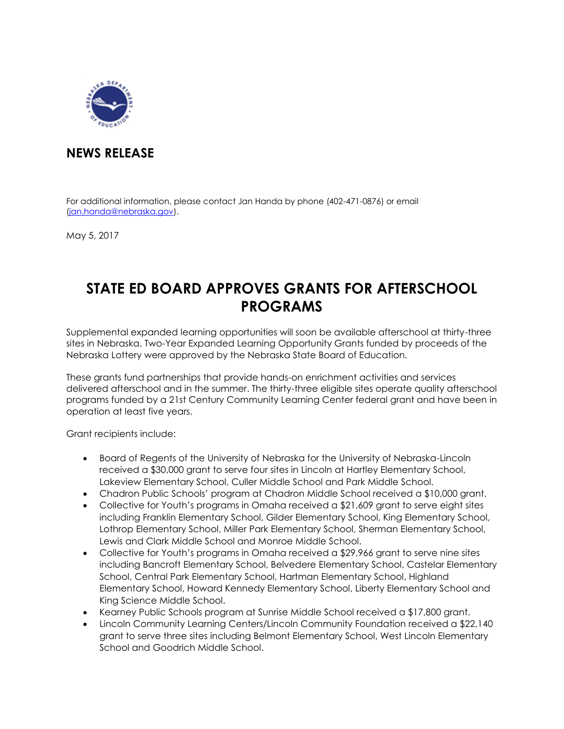## NEWS RELEASE

For additional information, please contact Jan Handa by phone (402-471-0876) or email (jan.handa@nebraska.gov).

May 5, 2017

# STATE ED BOARD APPROVES GRANTS FOR AFTERSCHOOL PROGRAMS

Supplemental expanded learning opportunities will soon be available afterschool at thirty-three sites in Nebraska. Two-Year Expanded Learning Opportunity Grants funded by proceeds of the Nebraska Lottery were approved by the Nebraska State Board of Education.

These grants fund partnerships that provide hands-on enrichment activities and services delivered afterschool and in the summer. The thirty-three eligible sites operate quality afterschool programs funded by a 21st Century Community Learning Center federal grant and have been in operation at least five years.

Grant recipients include:

- Board of Regents of the University of Nebraska for the University of Nebraska-Lincoln received a $30,000 grant to serve four sites in Lincoln at Hartley Elementary School, Lakeview Elementary School, Culler Middle School and Park Middle School.
- Chadron Public Schools' program at Chadron Middle School received a $10,000 grant.
- Collective for Youth's programs in Omaha received a $21,609 grant to serve eight sites including Franklin Elementary School, Gilder Elementary School, King Elementary School, Lothrop Elementary School, Miller Park Elementary School, Sherman Elementary School, Lewis and Clark Middle School and Monroe Middle School.
- Collective for Youth's programs in Omaha received a $29,966 grant to serve nine sites including Bancroft Elementary School, Belvedere Elementary School, Castelar Elementary School, Central Park Elementary School, Hartman Elementary School, Highland Elementary School, Howard Kennedy Elementary School, Liberty Elementary School and King Science Middle School.
- Kearney Public Schools program at Sunrise Middle School received a $17,800 grant.
- Lincoln Community Learning Centers/Lincoln Community Foundation received a $22,140 grant to serve three sites including Belmont Elementary School, West Lincoln Elementary School and Goodrich Middle School.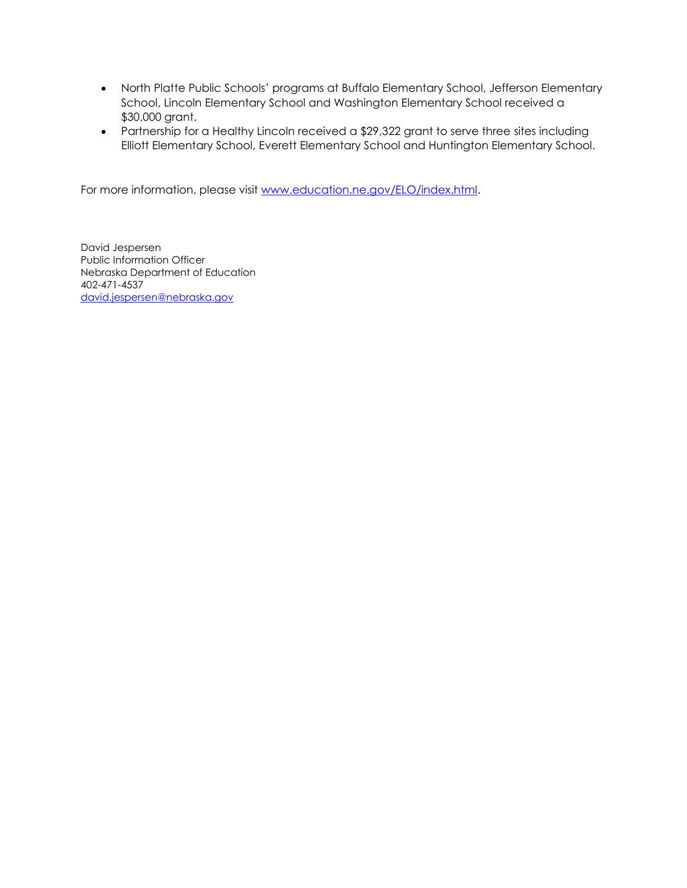- North Platte Public Schools' programs at Buffalo Elementary School, Jefferson Elementary School, Lincoln Elementary School and Washington Elementary School received a $30,000 grant.
- Partnership for a Healthy Lincoln received a $29,322 grant to serve three sites including Elliott Elementary School, Everett Elementary School and Huntington Elementary School.

For more information, please visit [www.education.ne.gov/ELO/index.html](www.education.ne.gov/ELO/index.html).

David Jespersen
Public Information Officer
Nebraska Department of Education
402-471-4537
[david.jespersen@nebraska.gov](mailto:david.jespersen@nebraska.gov)